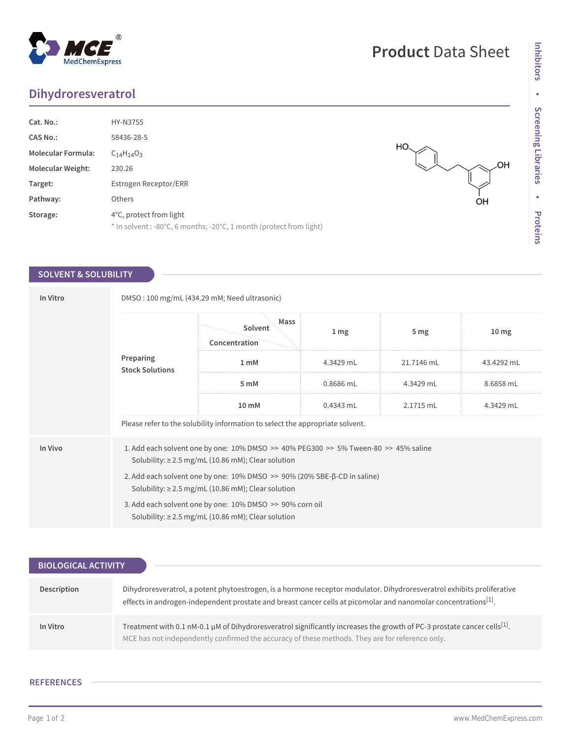# Dihydroresveratrol

| | |
|---|---|
| **Cat. No.:** | HY-N3755 |
| **CAS No.:** | 58436-28-5 |
| **Molecular Formula:** | $C_{14}H_{14}O_3$ |
| **Molecular Weight:** | 230.26 |
| **Target:** | Estrogen Receptor/ERR |
| **Pathway:** | Others |
| **Storage:** | 4°C, protect from light |
| | * In solvent : -80°C, 6 months; -20°C, 1 month (protect from light) |

## SOLVENT & SOLUBILITY

**In Vitro**

DMSO : 100 mg/mL (434.29 mM; Need ultrasonic)

**Preparing Stock Solutions**

| Solvent / Concentration \ Mass | 1 mg | 5 mg | 10 mg |
|---|---|---|---|
| 1 mM | 4.3429 mL | 21.7146 mL | 43.4292 mL |
| 5 mM | 0.8686 mL | 4.3429 mL | 8.6858 mL |
| 10 mM | 0.4343 mL | 2.1715 mL | 4.3429 mL |

Please refer to the solubility information to select the appropriate solvent.

**In Vivo**

1. Add each solvent one by one: 10% DMSO >> 40% PEG300 >> 5% Tween-80 >> 45% saline
   Solubility: ≥ 2.5 mg/mL (10.86 mM); Clear solution
2. Add each solvent one by one: 10% DMSO >> 90% (20% SBE-β-CD in saline)
   Solubility: ≥ 2.5 mg/mL (10.86 mM); Clear solution
3. Add each solvent one by one: 10% DMSO >> 90% corn oil
   Solubility: ≥ 2.5 mg/mL (10.86 mM); Clear solution

## BIOLOGICAL ACTIVITY

**Description**

Dihydroresveratrol, a potent phytoestrogen, is a hormone receptor modulator. Dihydroresveratrol exhibits proliferative effects in androgen-independent prostate and breast cancer cells at picomolar and nanomolar concentrations[1].

**In Vitro**

Treatment with 0.1 nM-0.1 μM of Dihydroresveratrol significantly increases the growth of PC-3 prostate cancer cells[1].

MCE has not independently confirmed the accuracy of these methods. They are for reference only.

## REFERENCES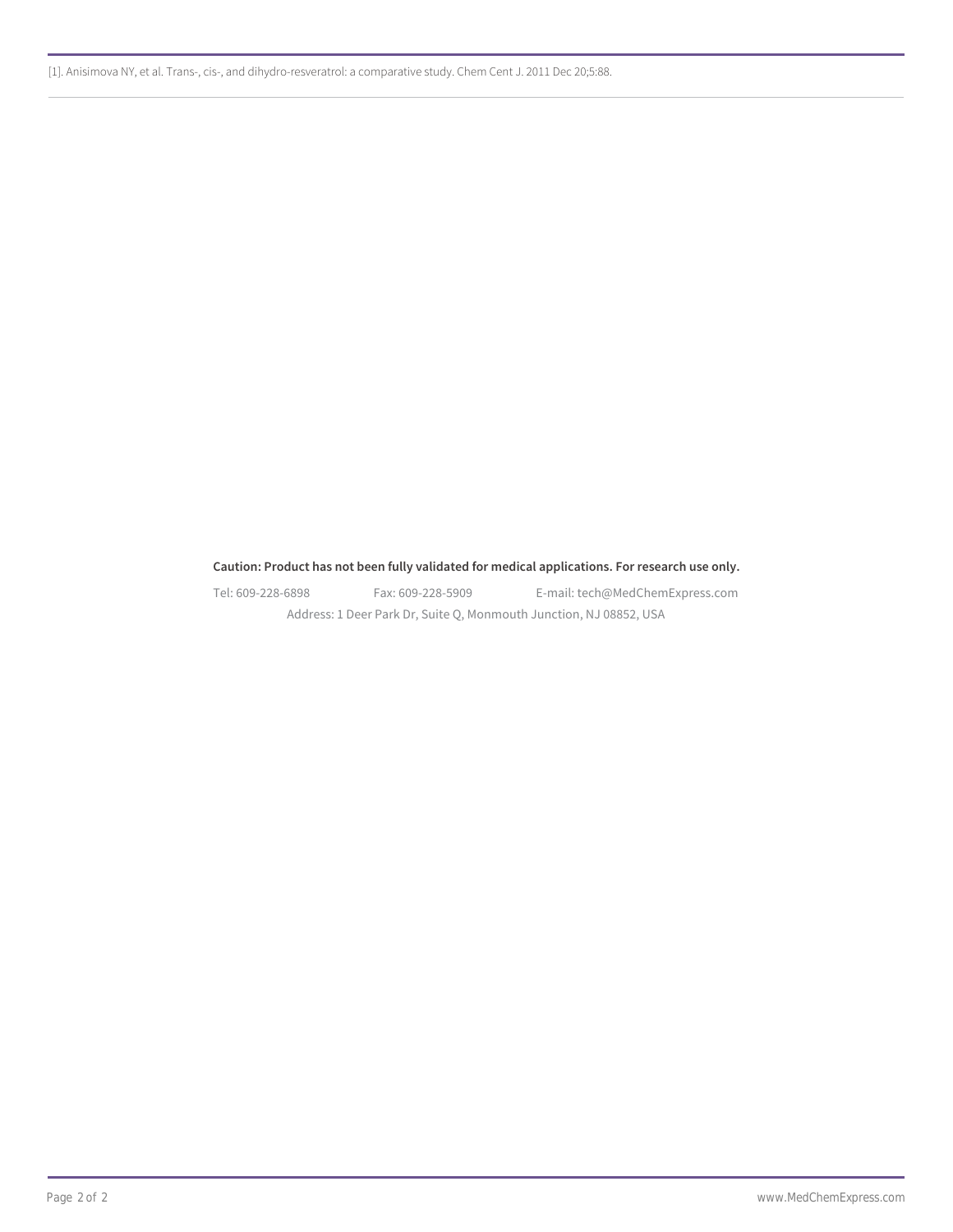[1]. Anisimova NY, et al. Trans-, cis-, and dihydro-resveratrol: a comparative study. Chem Cent J. 2011 Dec 20;5:88.

**Caution: Product has not been fully validated for medical applications. For research use only.**

Tel: 609-228-6898 Fax: 609-228-5909 E-mail: tech@MedChemExpress.com

Address: 1 Deer Park Dr, Suite Q, Monmouth Junction, NJ 08852, USA